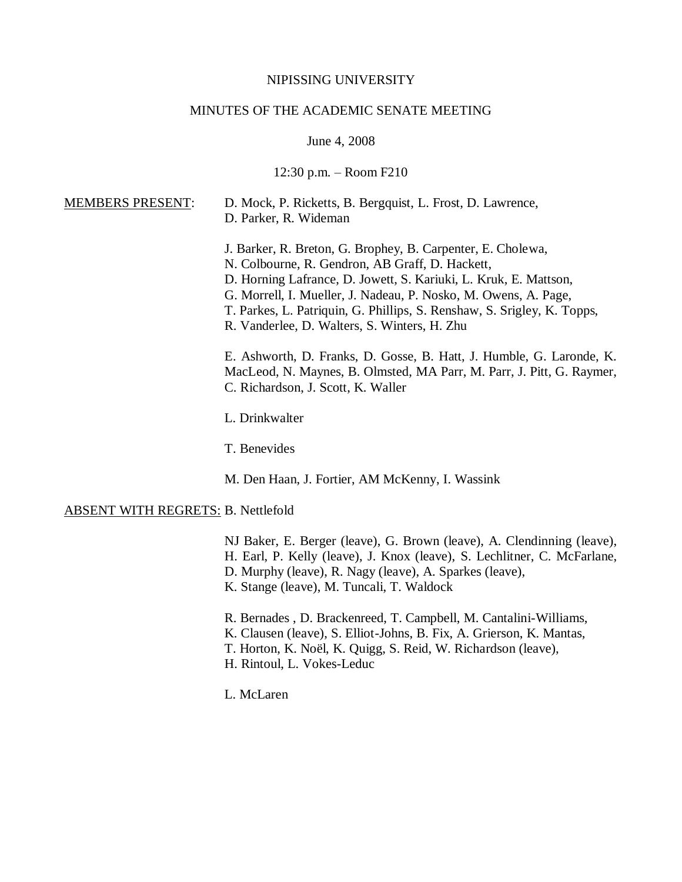NIPISSING UNIVERSITY

MINUTES OF THE ACADEMIC SENATE MEETING

June 4, 2008

12:30 p.m. – Room F210

MEMBERS PRESENT:

D. Mock, P. Ricketts, B. Bergquist, L. Frost, D. Lawrence, D. Parker, R. Wideman

J. Barker, R. Breton, G. Brophey, B. Carpenter, E. Cholewa, N. Colbourne, R. Gendron, AB Graff, D. Hackett, D. Horning Lafrance, D. Jowett, S. Kariuki, L. Kruk, E. Mattson, G. Morrell, I. Mueller, J. Nadeau, P. Nosko, M. Owens, A. Page, T. Parkes, L. Patriquin, G. Phillips, S. Renshaw, S. Srigley, K. Topps, R. Vanderlee, D. Walters, S. Winters, H. Zhu

E. Ashworth, D. Franks, D. Gosse, B. Hatt, J. Humble, G. Laronde, K. MacLeod, N. Maynes, B. Olmsted, MA Parr, M. Parr, J. Pitt, G. Raymer, C. Richardson, J. Scott, K. Waller

L. Drinkwalter

T. Benevides

M. Den Haan, J. Fortier, AM McKenny, I. Wassink

ABSENT WITH REGRETS:

B. Nettlefold

NJ Baker, E. Berger (leave), G. Brown (leave), A. Clendinning (leave), H. Earl, P. Kelly (leave), J. Knox (leave), S. Lechlitner, C. McFarlane, D. Murphy (leave), R. Nagy (leave), A. Sparkes (leave), K. Stange (leave), M. Tuncali, T. Waldock

R. Bernades , D. Brackenreed, T. Campbell, M. Cantalini-Williams, K. Clausen (leave), S. Elliot-Johns, B. Fix, A. Grierson, K. Mantas, T. Horton, K. Noël, K. Quigg, S. Reid, W. Richardson (leave), H. Rintoul, L. Vokes-Leduc

L. McLaren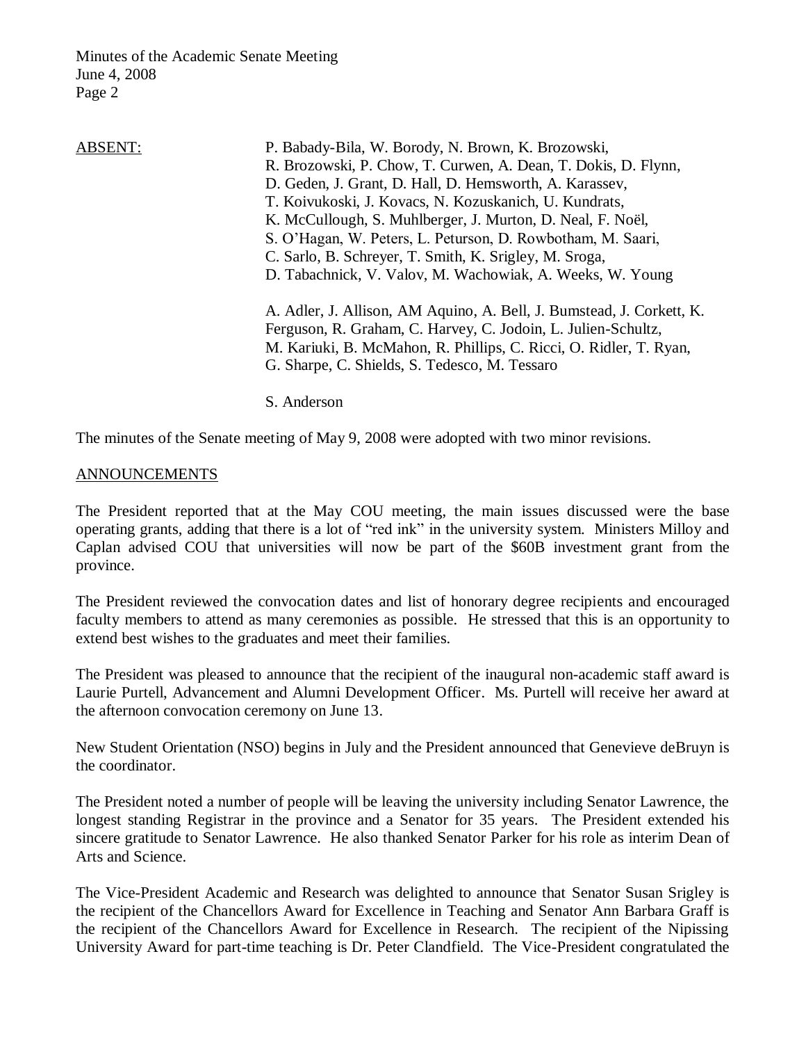ABSENT: P. Babady-Bila, W. Borody, N. Brown, K. Brozowski, R. Brozowski, P. Chow, T. Curwen, A. Dean, T. Dokis, D. Flynn, D. Geden, J. Grant, D. Hall, D. Hemsworth, A. Karassev, T. Koivukoski, J. Kovacs, N. Kozuskanich, U. Kundrats, K. McCullough, S. Muhlberger, J. Murton, D. Neal, F. Noël, S. O'Hagan, W. Peters, L. Peturson, D. Rowbotham, M. Saari, C. Sarlo, B. Schreyer, T. Smith, K. Srigley, M. Sroga, D. Tabachnick, V. Valov, M. Wachowiak, A. Weeks, W. Young

A. Adler, J. Allison, AM Aquino, A. Bell, J. Bumstead, J. Corkett, K. Ferguson, R. Graham, C. Harvey, C. Jodoin, L. Julien-Schultz, M. Kariuki, B. McMahon, R. Phillips, C. Ricci, O. Ridler, T. Ryan, G. Sharpe, C. Shields, S. Tedesco, M. Tessaro

S. Anderson

The minutes of the Senate meeting of May 9, 2008 were adopted with two minor revisions.

## ANNOUNCEMENTS

The President reported that at the May COU meeting, the main issues discussed were the base operating grants, adding that there is a lot of "red ink" in the university system. Ministers Milloy and Caplan advised COU that universities will now be part of the $60B investment grant from the province.

The President reviewed the convocation dates and list of honorary degree recipients and encouraged faculty members to attend as many ceremonies as possible. He stressed that this is an opportunity to extend best wishes to the graduates and meet their families.

The President was pleased to announce that the recipient of the inaugural non-academic staff award is Laurie Purtell, Advancement and Alumni Development Officer. Ms. Purtell will receive her award at the afternoon convocation ceremony on June 13.

New Student Orientation (NSO) begins in July and the President announced that Genevieve deBruyn is the coordinator.

The President noted a number of people will be leaving the university including Senator Lawrence, the longest standing Registrar in the province and a Senator for 35 years. The President extended his sincere gratitude to Senator Lawrence. He also thanked Senator Parker for his role as interim Dean of Arts and Science.

The Vice-President Academic and Research was delighted to announce that Senator Susan Srigley is the recipient of the Chancellors Award for Excellence in Teaching and Senator Ann Barbara Graff is the recipient of the Chancellors Award for Excellence in Research. The recipient of the Nipissing University Award for part-time teaching is Dr. Peter Clandfield. The Vice-President congratulated the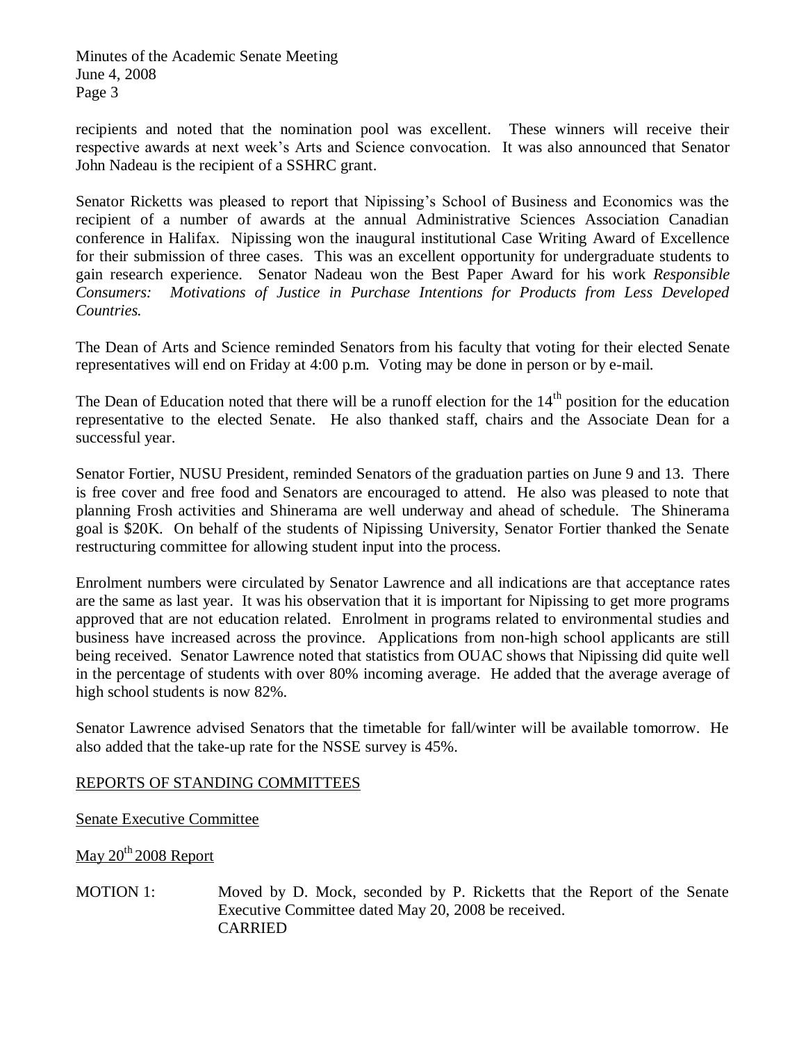recipients and noted that the nomination pool was excellent. These winners will receive their respective awards at next week's Arts and Science convocation. It was also announced that Senator John Nadeau is the recipient of a SSHRC grant.

Senator Ricketts was pleased to report that Nipissing's School of Business and Economics was the recipient of a number of awards at the annual Administrative Sciences Association Canadian conference in Halifax. Nipissing won the inaugural institutional Case Writing Award of Excellence for their submission of three cases. This was an excellent opportunity for undergraduate students to gain research experience. Senator Nadeau won the Best Paper Award for his work *Responsible Consumers: Motivations of Justice in Purchase Intentions for Products from Less Developed Countries.*

The Dean of Arts and Science reminded Senators from his faculty that voting for their elected Senate representatives will end on Friday at 4:00 p.m. Voting may be done in person or by e-mail.

The Dean of Education noted that there will be a runoff election for the 14th position for the education representative to the elected Senate. He also thanked staff, chairs and the Associate Dean for a successful year.

Senator Fortier, NUSU President, reminded Senators of the graduation parties on June 9 and 13. There is free cover and free food and Senators are encouraged to attend. He also was pleased to note that planning Frosh activities and Shinerama are well underway and ahead of schedule. The Shinerama goal is $20K. On behalf of the students of Nipissing University, Senator Fortier thanked the Senate restructuring committee for allowing student input into the process.

Enrolment numbers were circulated by Senator Lawrence and all indications are that acceptance rates are the same as last year. It was his observation that it is important for Nipissing to get more programs approved that are not education related. Enrolment in programs related to environmental studies and business have increased across the province. Applications from non-high school applicants are still being received. Senator Lawrence noted that statistics from OUAC shows that Nipissing did quite well in the percentage of students with over 80% incoming average. He added that the average average of high school students is now 82%.

Senator Lawrence advised Senators that the timetable for fall/winter will be available tomorrow. He also added that the take-up rate for the NSSE survey is 45%.

<u>REPORTS OF STANDING COMMITTEES</u>

<u>Senate Executive Committee</u>

<u>May 20th 2008 Report</u>

MOTION 1: Moved by D. Mock, seconded by P. Ricketts that the Report of the Senate Executive Committee dated May 20, 2008 be received.
CARRIED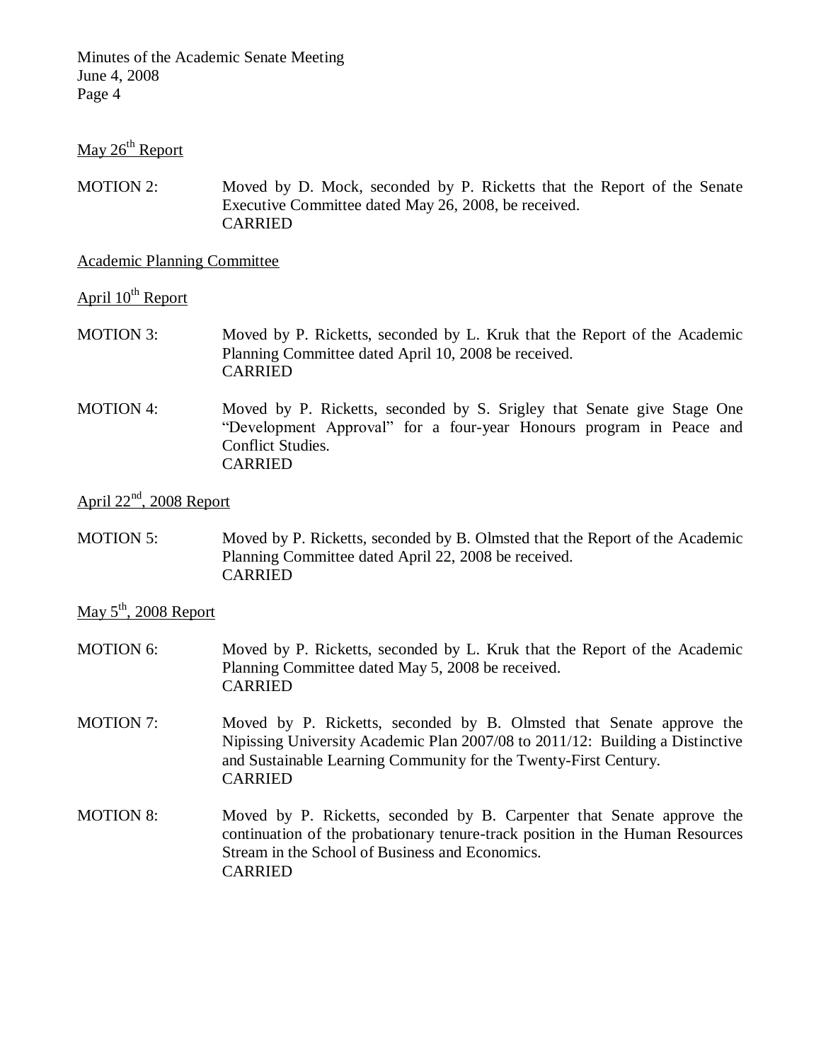May 26th Report

MOTION 2: Moved by D. Mock, seconded by P. Ricketts that the Report of the Senate Executive Committee dated May 26, 2008, be received.
CARRIED

Academic Planning Committee

April 10th Report

MOTION 3: Moved by P. Ricketts, seconded by L. Kruk that the Report of the Academic Planning Committee dated April 10, 2008 be received.
CARRIED

MOTION 4: Moved by P. Ricketts, seconded by S. Srigley that Senate give Stage One "Development Approval" for a four-year Honours program in Peace and Conflict Studies.
CARRIED

April 22nd, 2008 Report

MOTION 5: Moved by P. Ricketts, seconded by B. Olmsted that the Report of the Academic Planning Committee dated April 22, 2008 be received.
CARRIED

May 5th, 2008 Report

MOTION 6: Moved by P. Ricketts, seconded by L. Kruk that the Report of the Academic Planning Committee dated May 5, 2008 be received.
CARRIED

MOTION 7: Moved by P. Ricketts, seconded by B. Olmsted that Senate approve the Nipissing University Academic Plan 2007/08 to 2011/12: Building a Distinctive and Sustainable Learning Community for the Twenty-First Century.
CARRIED

MOTION 8: Moved by P. Ricketts, seconded by B. Carpenter that Senate approve the continuation of the probationary tenure-track position in the Human Resources Stream in the School of Business and Economics.
CARRIED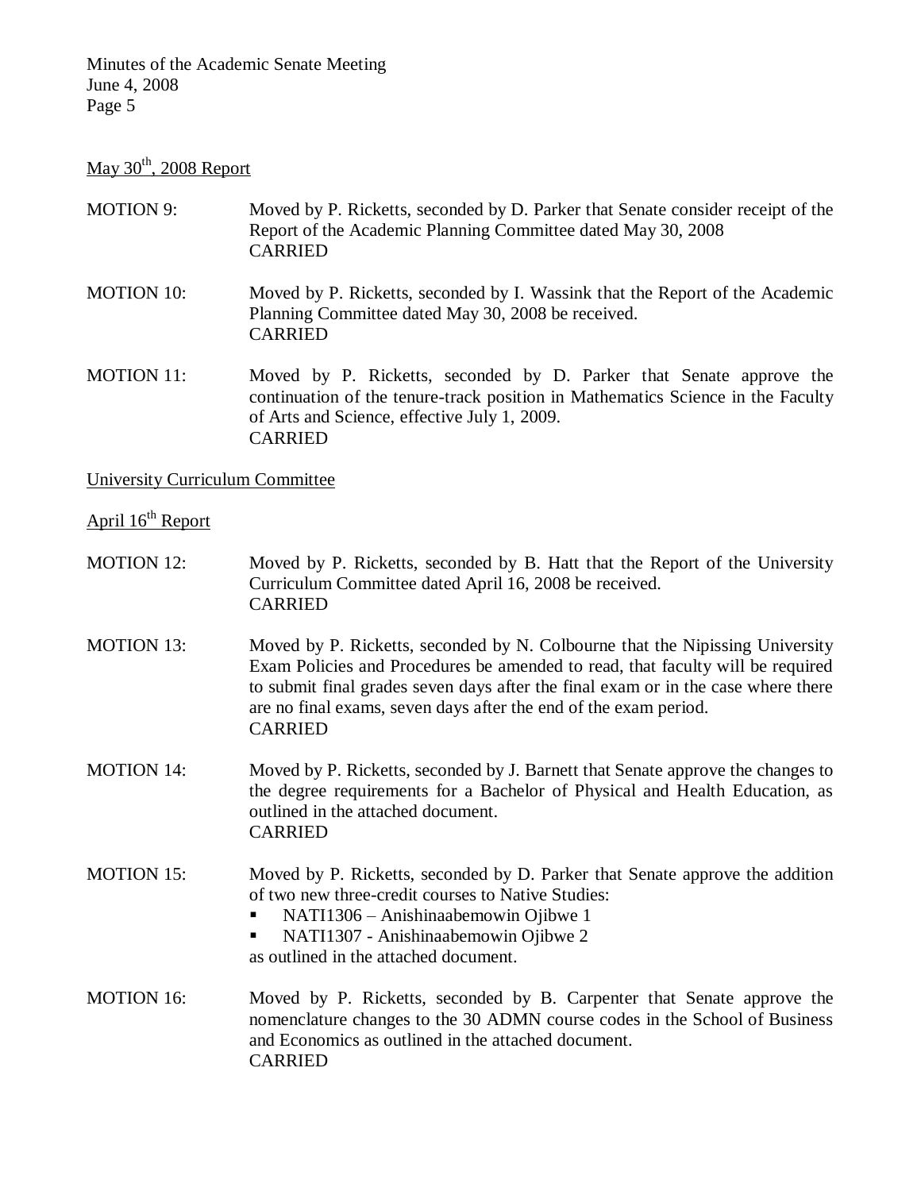May 30th, 2008 Report

MOTION 9: Moved by P. Ricketts, seconded by D. Parker that Senate consider receipt of the Report of the Academic Planning Committee dated May 30, 2008
CARRIED

MOTION 10: Moved by P. Ricketts, seconded by I. Wassink that the Report of the Academic Planning Committee dated May 30, 2008 be received.
CARRIED

MOTION 11: Moved by P. Ricketts, seconded by D. Parker that Senate approve the continuation of the tenure-track position in Mathematics Science in the Faculty of Arts and Science, effective July 1, 2009.
CARRIED

University Curriculum Committee

April 16th Report

MOTION 12: Moved by P. Ricketts, seconded by B. Hatt that the Report of the University Curriculum Committee dated April 16, 2008 be received.
CARRIED

MOTION 13: Moved by P. Ricketts, seconded by N. Colbourne that the Nipissing University Exam Policies and Procedures be amended to read, that faculty will be required to submit final grades seven days after the final exam or in the case where there are no final exams, seven days after the end of the exam period.
CARRIED

MOTION 14: Moved by P. Ricketts, seconded by J. Barnett that Senate approve the changes to the degree requirements for a Bachelor of Physical and Health Education, as outlined in the attached document.
CARRIED

MOTION 15: Moved by P. Ricketts, seconded by D. Parker that Senate approve the addition of two new three-credit courses to Native Studies:

- NATI1306 – Anishinaabemowin Ojibwe 1
- NATI1307 - Anishinaabemowin Ojibwe 2

as outlined in the attached document.

MOTION 16: Moved by P. Ricketts, seconded by B. Carpenter that Senate approve the nomenclature changes to the 30 ADMN course codes in the School of Business and Economics as outlined in the attached document.
CARRIED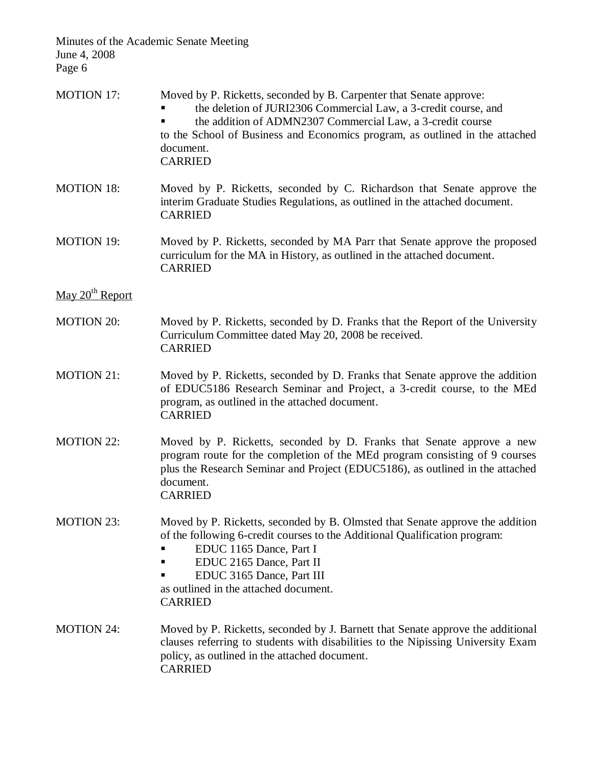MOTION 17: Moved by P. Ricketts, seconded by B. Carpenter that Senate approve:

- the deletion of JURI2306 Commercial Law, a 3-credit course, and
- the addition of ADMN2307 Commercial Law, a 3-credit course

to the School of Business and Economics program, as outlined in the attached document.
CARRIED

MOTION 18: Moved by P. Ricketts, seconded by C. Richardson that Senate approve the interim Graduate Studies Regulations, as outlined in the attached document.
CARRIED

MOTION 19: Moved by P. Ricketts, seconded by MA Parr that Senate approve the proposed curriculum for the MA in History, as outlined in the attached document.
CARRIED

<u>May 20th Report</u>

MOTION 20: Moved by P. Ricketts, seconded by D. Franks that the Report of the University Curriculum Committee dated May 20, 2008 be received.
CARRIED

MOTION 21: Moved by P. Ricketts, seconded by D. Franks that Senate approve the addition of EDUC5186 Research Seminar and Project, a 3-credit course, to the MEd program, as outlined in the attached document.
CARRIED

MOTION 22: Moved by P. Ricketts, seconded by D. Franks that Senate approve a new program route for the completion of the MEd program consisting of 9 courses plus the Research Seminar and Project (EDUC5186), as outlined in the attached document.
CARRIED

MOTION 23: Moved by P. Ricketts, seconded by B. Olmsted that Senate approve the addition of the following 6-credit courses to the Additional Qualification program:

- EDUC 1165 Dance, Part I
- EDUC 2165 Dance, Part II
- EDUC 3165 Dance, Part III

as outlined in the attached document.
CARRIED

MOTION 24: Moved by P. Ricketts, seconded by J. Barnett that Senate approve the additional clauses referring to students with disabilities to the Nipissing University Exam policy, as outlined in the attached document.
CARRIED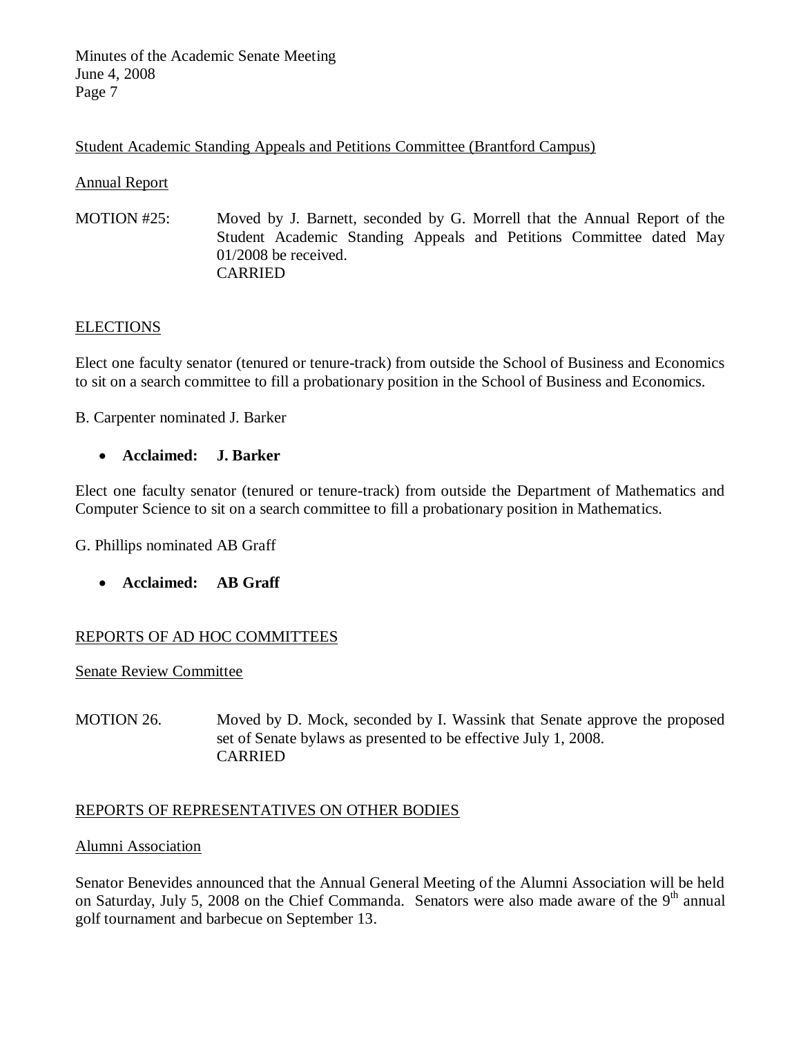Student Academic Standing Appeals and Petitions Committee (Brantford Campus)

Annual Report

MOTION #25: Moved by J. Barnett, seconded by G. Morrell that the Annual Report of the Student Academic Standing Appeals and Petitions Committee dated May 01/2008 be received.
CARRIED

## ELECTIONS

Elect one faculty senator (tenured or tenure-track) from outside the School of Business and Economics to sit on a search committee to fill a probationary position in the School of Business and Economics.

B. Carpenter nominated J. Barker

- **Acclaimed: J. Barker**

Elect one faculty senator (tenured or tenure-track) from outside the Department of Mathematics and Computer Science to sit on a search committee to fill a probationary position in Mathematics.

G. Phillips nominated AB Graff

- **Acclaimed: AB Graff**

## REPORTS OF AD HOC COMMITTEES

Senate Review Committee

MOTION 26. Moved by D. Mock, seconded by I. Wassink that Senate approve the proposed set of Senate bylaws as presented to be effective July 1, 2008.
CARRIED

## REPORTS OF REPRESENTATIVES ON OTHER BODIES

Alumni Association

Senator Benevides announced that the Annual General Meeting of the Alumni Association will be held on Saturday, July 5, 2008 on the Chief Commanda. Senators were also made aware of the 9th annual golf tournament and barbecue on September 13.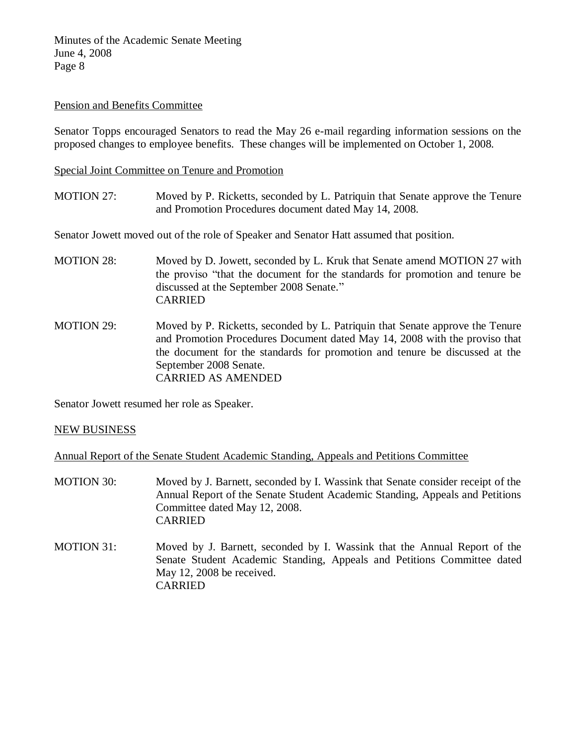Pension and Benefits Committee

Senator Topps encouraged Senators to read the May 26 e-mail regarding information sessions on the proposed changes to employee benefits. These changes will be implemented on October 1, 2008.

Special Joint Committee on Tenure and Promotion

MOTION 27: Moved by P. Ricketts, seconded by L. Patriquin that Senate approve the Tenure and Promotion Procedures document dated May 14, 2008.

Senator Jowett moved out of the role of Speaker and Senator Hatt assumed that position.

MOTION 28: Moved by D. Jowett, seconded by L. Kruk that Senate amend MOTION 27 with the proviso "that the document for the standards for promotion and tenure be discussed at the September 2008 Senate."
CARRIED

MOTION 29: Moved by P. Ricketts, seconded by L. Patriquin that Senate approve the Tenure and Promotion Procedures Document dated May 14, 2008 with the proviso that the document for the standards for promotion and tenure be discussed at the September 2008 Senate.
CARRIED AS AMENDED

Senator Jowett resumed her role as Speaker.

NEW BUSINESS

Annual Report of the Senate Student Academic Standing, Appeals and Petitions Committee

MOTION 30: Moved by J. Barnett, seconded by I. Wassink that Senate consider receipt of the Annual Report of the Senate Student Academic Standing, Appeals and Petitions Committee dated May 12, 2008.
CARRIED

MOTION 31: Moved by J. Barnett, seconded by I. Wassink that the Annual Report of the Senate Student Academic Standing, Appeals and Petitions Committee dated May 12, 2008 be received.
CARRIED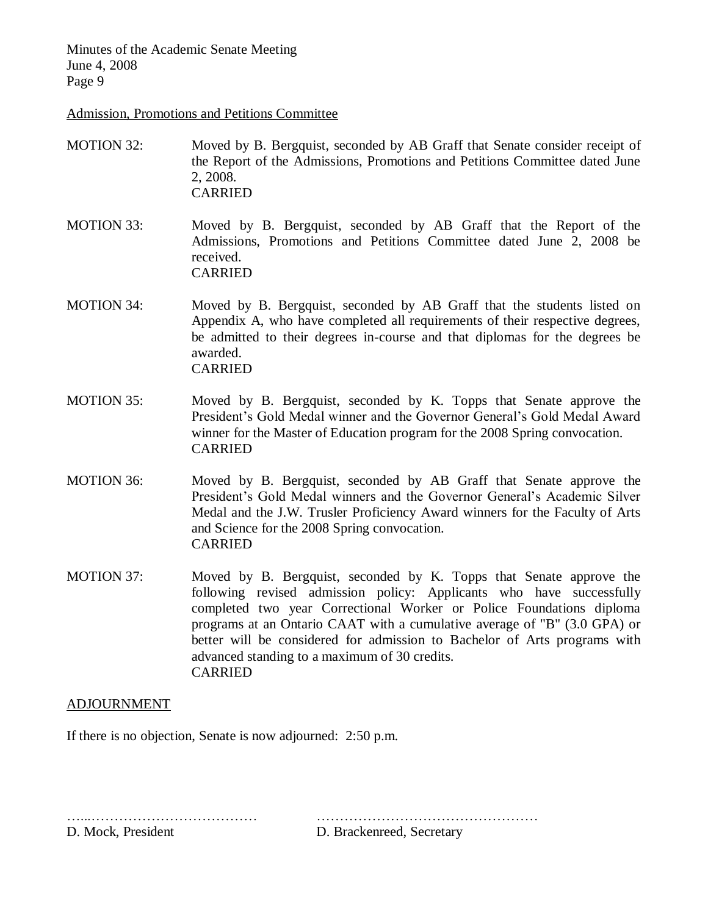Admission, Promotions and Petitions Committee

MOTION 32: Moved by B. Bergquist, seconded by AB Graff that Senate consider receipt of the Report of the Admissions, Promotions and Petitions Committee dated June 2, 2008.
CARRIED

MOTION 33: Moved by B. Bergquist, seconded by AB Graff that the Report of the Admissions, Promotions and Petitions Committee dated June 2, 2008 be received.
CARRIED

MOTION 34: Moved by B. Bergquist, seconded by AB Graff that the students listed on Appendix A, who have completed all requirements of their respective degrees, be admitted to their degrees in-course and that diplomas for the degrees be awarded.
CARRIED

MOTION 35: Moved by B. Bergquist, seconded by K. Topps that Senate approve the President's Gold Medal winner and the Governor General's Gold Medal Award winner for the Master of Education program for the 2008 Spring convocation.
CARRIED

MOTION 36: Moved by B. Bergquist, seconded by AB Graff that Senate approve the President's Gold Medal winners and the Governor General's Academic Silver Medal and the J.W. Trusler Proficiency Award winners for the Faculty of Arts and Science for the 2008 Spring convocation.
CARRIED

MOTION 37: Moved by B. Bergquist, seconded by K. Topps that Senate approve the following revised admission policy: Applicants who have successfully completed two year Correctional Worker or Police Foundations diploma programs at an Ontario CAAT with a cumulative average of "B" (3.0 GPA) or better will be considered for admission to Bachelor of Arts programs with advanced standing to a maximum of 30 credits.
CARRIED

ADJOURNMENT

If there is no objection, Senate is now adjourned: 2:50 p.m.

…...……………………………… D. Mock, President

………………………………………… D. Brackenreed, Secretary